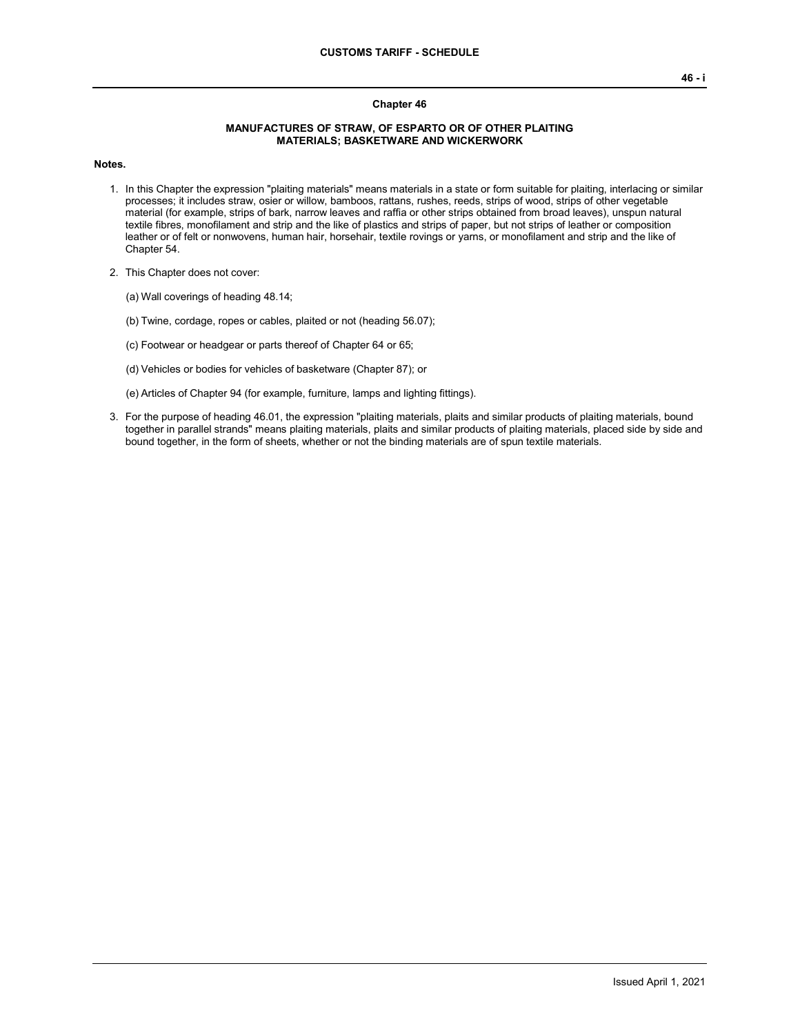## Chapter 46

### MANUFACTURES OF STRAW, OF ESPARTO OR OF OTHER PLAITING MATERIALS; BASKETWARE AND WICKERWORK

**Notes.**

1. In this Chapter the expression "plaiting materials" means materials in a state or form suitable for plaiting, interlacing or similar processes; it includes straw, osier or willow, bamboos, rattans, rushes, reeds, strips of wood, strips of other vegetable material (for example, strips of bark, narrow leaves and raffia or other strips obtained from broad leaves), unspun natural textile fibres, monofilament and strip and the like of plastics and strips of paper, but not strips of leather or composition leather or of felt or nonwovens, human hair, horsehair, textile rovings or yarns, or monofilament and strip and the like of Chapter 54.

2. This Chapter does not cover:

   (a) Wall coverings of heading 48.14;

   (b) Twine, cordage, ropes or cables, plaited or not (heading 56.07);

   (c) Footwear or headgear or parts thereof of Chapter 64 or 65;

   (d) Vehicles or bodies for vehicles of basketware (Chapter 87); or

   (e) Articles of Chapter 94 (for example, furniture, lamps and lighting fittings).

3. For the purpose of heading 46.01, the expression "plaiting materials, plaits and similar products of plaiting materials, bound together in parallel strands" means plaiting materials, plaits and similar products of plaiting materials, placed side by side and bound together, in the form of sheets, whether or not the binding materials are of spun textile materials.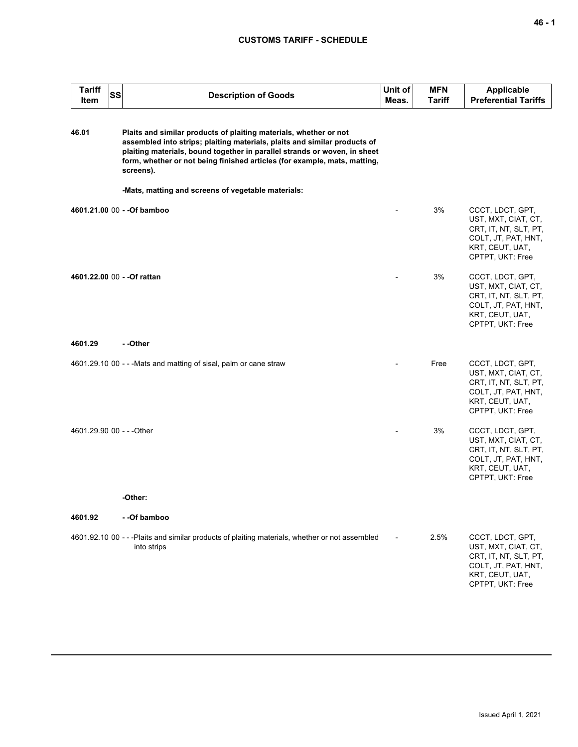| Tariff Item | SS | Description of Goods | Unit of Meas. | MFN Tariff | Applicable Preferential Tariffs |
|---|---|---|---|---|---|
| **46.01** | | **Plaits and similar products of plaiting materials, whether or not assembled into strips; plaiting materials, plaits and similar products of plaiting materials, bound together in parallel strands or woven, in sheet form, whether or not being finished articles (for example, mats, matting, screens).** | | | |
| | | **-Mats, matting and screens of vegetable materials:** | | | |
| **4601.21.00** | 00 | **- -Of bamboo** | - | 3% | CCCT, LDCT, GPT, UST, MXT, CIAT, CT, CRT, IT, NT, SLT, PT, COLT, JT, PAT, HNT, KRT, CEUT, UAT, CPTPT, UKT: Free |
| **4601.22.00** | 00 | **- -Of rattan** | - | 3% | CCCT, LDCT, GPT, UST, MXT, CIAT, CT, CRT, IT, NT, SLT, PT, COLT, JT, PAT, HNT, KRT, CEUT, UAT, CPTPT, UKT: Free |
| **4601.29** | | **- -Other** | | | |
| 4601.29.10 | 00 | - - -Mats and matting of sisal, palm or cane straw | - | Free | CCCT, LDCT, GPT, UST, MXT, CIAT, CT, CRT, IT, NT, SLT, PT, COLT, JT, PAT, HNT, KRT, CEUT, UAT, CPTPT, UKT: Free |
| 4601.29.90 | 00 | - - -Other | - | 3% | CCCT, LDCT, GPT, UST, MXT, CIAT, CT, CRT, IT, NT, SLT, PT, COLT, JT, PAT, HNT, KRT, CEUT, UAT, CPTPT, UKT: Free |
| | | **-Other:** | | | |
| **4601.92** | | **- -Of bamboo** | | | |
| 4601.92.10 | 00 | - - -Plaits and similar products of plaiting materials, whether or not assembled into strips | - | 2.5% | CCCT, LDCT, GPT, UST, MXT, CIAT, CT, CRT, IT, NT, SLT, PT, COLT, JT, PAT, HNT, KRT, CEUT, UAT, CPTPT, UKT: Free |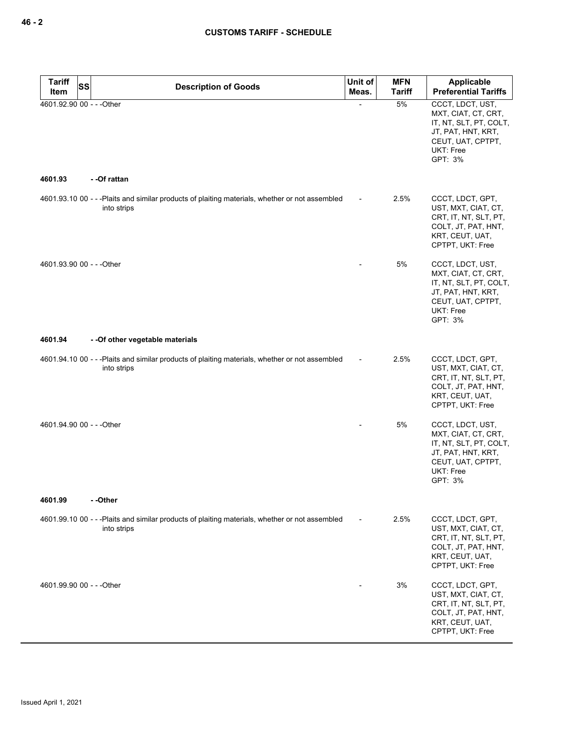| Tariff Item | SS | Description of Goods | Unit of Meas. | MFN Tariff | Applicable Preferential Tariffs |
|---|---|---|---|---|---|
| 4601.92.90 | 00 | - - -Other | - | 5% | CCCT, LDCT, UST, MXT, CIAT, CT, CRT, IT, NT, SLT, PT, COLT, JT, PAT, HNT, KRT, CEUT, UAT, CPTPT, UKT: Free<br>GPT: 3% |
| **4601.93** | | **- -Of rattan** | | | |
| 4601.93.10 | 00 | - - -Plaits and similar products of plaiting materials, whether or not assembled into strips | - | 2.5% | CCCT, LDCT, GPT, UST, MXT, CIAT, CT, CRT, IT, NT, SLT, PT, COLT, JT, PAT, HNT, KRT, CEUT, UAT, CPTPT, UKT: Free |
| 4601.93.90 | 00 | - - -Other | - | 5% | CCCT, LDCT, UST, MXT, CIAT, CT, CRT, IT, NT, SLT, PT, COLT, JT, PAT, HNT, KRT, CEUT, UAT, CPTPT, UKT: Free<br>GPT: 3% |
| **4601.94** | | **- -Of other vegetable materials** | | | |
| 4601.94.10 | 00 | - - -Plaits and similar products of plaiting materials, whether or not assembled into strips | - | 2.5% | CCCT, LDCT, GPT, UST, MXT, CIAT, CT, CRT, IT, NT, SLT, PT, COLT, JT, PAT, HNT, KRT, CEUT, UAT, CPTPT, UKT: Free |
| 4601.94.90 | 00 | - - -Other | - | 5% | CCCT, LDCT, UST, MXT, CIAT, CT, CRT, IT, NT, SLT, PT, COLT, JT, PAT, HNT, KRT, CEUT, UAT, CPTPT, UKT: Free<br>GPT: 3% |
| **4601.99** | | **- -Other** | | | |
| 4601.99.10 | 00 | - - -Plaits and similar products of plaiting materials, whether or not assembled into strips | - | 2.5% | CCCT, LDCT, GPT, UST, MXT, CIAT, CT, CRT, IT, NT, SLT, PT, COLT, JT, PAT, HNT, KRT, CEUT, UAT, CPTPT, UKT: Free |
| 4601.99.90 | 00 | - - -Other | - | 3% | CCCT, LDCT, GPT, UST, MXT, CIAT, CT, CRT, IT, NT, SLT, PT, COLT, JT, PAT, HNT, KRT, CEUT, UAT, CPTPT, UKT: Free |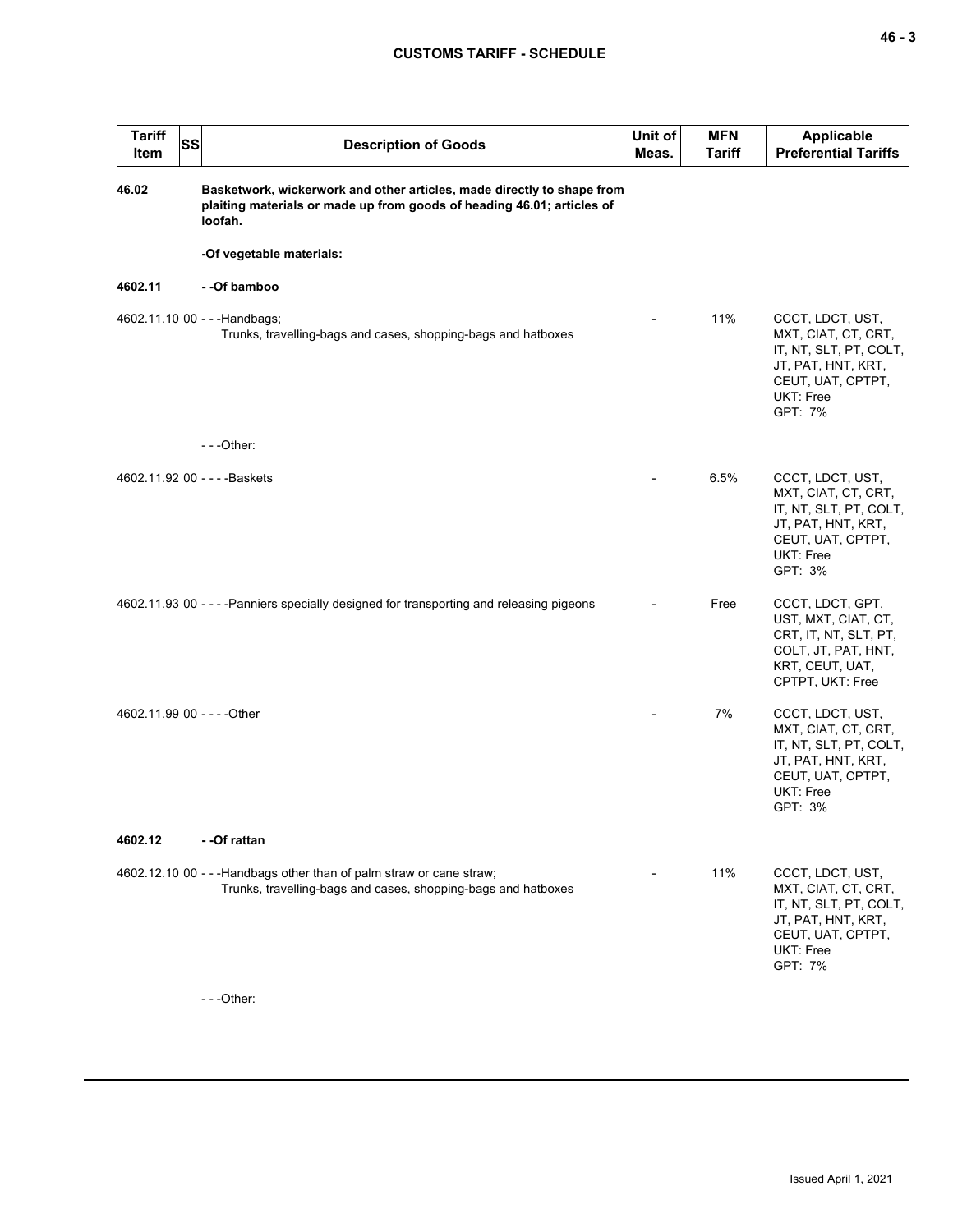| Tariff Item | SS | Description of Goods | Unit of Meas. | MFN Tariff | Applicable Preferential Tariffs |
|---|---|---|---|---|---|
| 46.02 | | **Basketwork, wickerwork and other articles, made directly to shape from plaiting materials or made up from goods of heading 46.01; articles of loofah.** | | | |
| | | **-Of vegetable materials:** | | | |
| **4602.11** | | **- -Of bamboo** | | | |
| 4602.11.10 | 00 | - - -Handbags;<br>Trunks, travelling-bags and cases, shopping-bags and hatboxes | - | 11% | CCCT, LDCT, UST, MXT, CIAT, CT, CRT, IT, NT, SLT, PT, COLT, JT, PAT, HNT, KRT, CEUT, UAT, CPTPT, UKT: Free<br>GPT: 7% |
| | | - - -Other: | | | |
| 4602.11.92 | 00 | - - - -Baskets | - | 6.5% | CCCT, LDCT, UST, MXT, CIAT, CT, CRT, IT, NT, SLT, PT, COLT, JT, PAT, HNT, KRT, CEUT, UAT, CPTPT, UKT: Free<br>GPT: 3% |
| 4602.11.93 | 00 | - - - -Panniers specially designed for transporting and releasing pigeons | - | Free | CCCT, LDCT, GPT, UST, MXT, CIAT, CT, CRT, IT, NT, SLT, PT, COLT, JT, PAT, HNT, KRT, CEUT, UAT, CPTPT, UKT: Free |
| 4602.11.99 | 00 | - - - -Other | - | 7% | CCCT, LDCT, UST, MXT, CIAT, CT, CRT, IT, NT, SLT, PT, COLT, JT, PAT, HNT, KRT, CEUT, UAT, CPTPT, UKT: Free<br>GPT: 3% |
| **4602.12** | | **- -Of rattan** | | | |
| 4602.12.10 | 00 | - - -Handbags other than of palm straw or cane straw;<br>Trunks, travelling-bags and cases, shopping-bags and hatboxes | - | 11% | CCCT, LDCT, UST, MXT, CIAT, CT, CRT, IT, NT, SLT, PT, COLT, JT, PAT, HNT, KRT, CEUT, UAT, CPTPT, UKT: Free<br>GPT: 7% |
| | | - - -Other: | | | |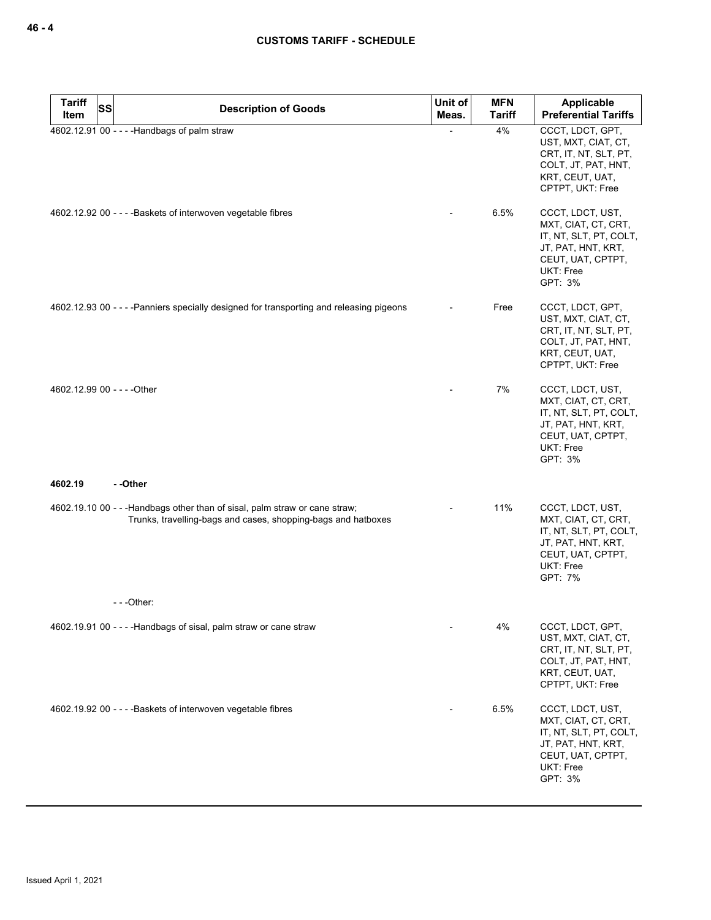| Tariff Item | SS | Description of Goods | Unit of Meas. | MFN Tariff | Applicable Preferential Tariffs |
|---|---|---|---|---|---|
| 4602.12.91 00 | | - - - -Handbags of palm straw | - | 4% | CCCT, LDCT, GPT, UST, MXT, CIAT, CT, CRT, IT, NT, SLT, PT, COLT, JT, PAT, HNT, KRT, CEUT, UAT, CPTPT, UKT: Free |
| 4602.12.92 00 | | - - - -Baskets of interwoven vegetable fibres | - | 6.5% | CCCT, LDCT, UST, MXT, CIAT, CT, CRT, IT, NT, SLT, PT, COLT, JT, PAT, HNT, KRT, CEUT, UAT, CPTPT, UKT: Free<br>GPT: 3% |
| 4602.12.93 00 | | - - - -Panniers specially designed for transporting and releasing pigeons | - | Free | CCCT, LDCT, GPT, UST, MXT, CIAT, CT, CRT, IT, NT, SLT, PT, COLT, JT, PAT, HNT, KRT, CEUT, UAT, CPTPT, UKT: Free |
| 4602.12.99 00 | | - - - -Other | - | 7% | CCCT, LDCT, UST, MXT, CIAT, CT, CRT, IT, NT, SLT, PT, COLT, JT, PAT, HNT, KRT, CEUT, UAT, CPTPT, UKT: Free<br>GPT: 3% |
| **4602.19** | | - -Other | | | |
| 4602.19.10 00 | | - - -Handbags other than of sisal, palm straw or cane straw;<br>Trunks, travelling-bags and cases, shopping-bags and hatboxes | - | 11% | CCCT, LDCT, UST, MXT, CIAT, CT, CRT, IT, NT, SLT, PT, COLT, JT, PAT, HNT, KRT, CEUT, UAT, CPTPT, UKT: Free<br>GPT: 7% |
| | | - - -Other: | | | |
| 4602.19.91 00 | | - - - -Handbags of sisal, palm straw or cane straw | - | 4% | CCCT, LDCT, GPT, UST, MXT, CIAT, CT, CRT, IT, NT, SLT, PT, COLT, JT, PAT, HNT, KRT, CEUT, UAT, CPTPT, UKT: Free |
| 4602.19.92 00 | | - - - -Baskets of interwoven vegetable fibres | - | 6.5% | CCCT, LDCT, UST, MXT, CIAT, CT, CRT, IT, NT, SLT, PT, COLT, JT, PAT, HNT, KRT, CEUT, UAT, CPTPT, UKT: Free<br>GPT: 3% |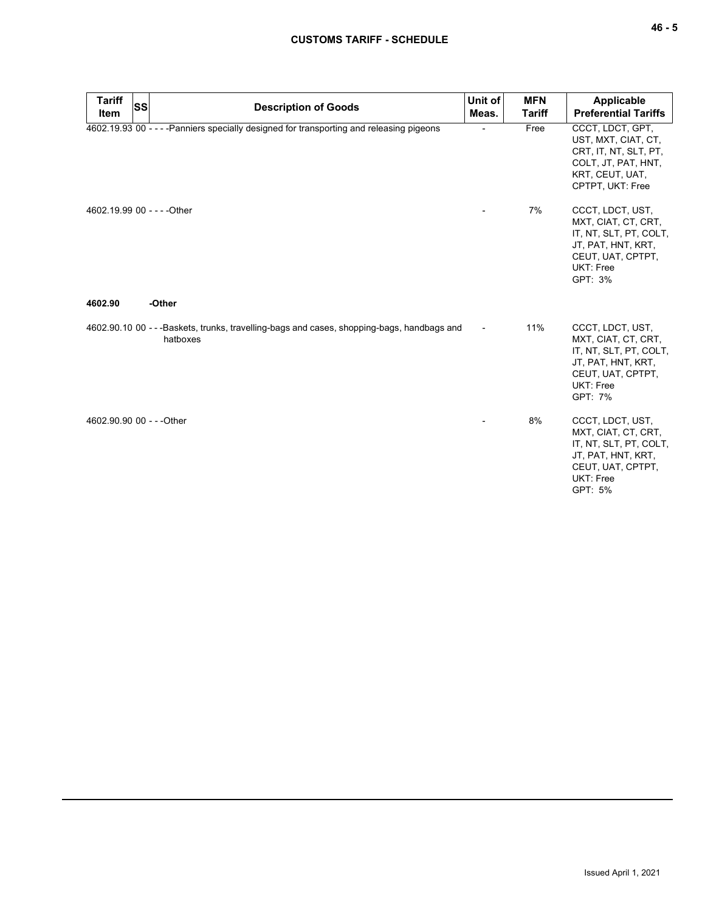| Tariff Item | SS | Description of Goods | Unit of Meas. | MFN Tariff | Applicable Preferential Tariffs |
|---|---|---|---|---|---|
| 4602.19.93 | 00 | - - - -Panniers specially designed for transporting and releasing pigeons | - | Free | CCCT, LDCT, GPT, UST, MXT, CIAT, CT, CRT, IT, NT, SLT, PT, COLT, JT, PAT, HNT, KRT, CEUT, UAT, CPTPT, UKT: Free |
| 4602.19.99 | 00 | - - - -Other | - | 7% | CCCT, LDCT, UST, MXT, CIAT, CT, CRT, IT, NT, SLT, PT, COLT, JT, PAT, HNT, KRT, CEUT, UAT, CPTPT, UKT: Free<br>GPT: 3% |
| **4602.90** | | **-Other** | | | |
| 4602.90.10 | 00 | - - -Baskets, trunks, travelling-bags and cases, shopping-bags, handbags and hatboxes | - | 11% | CCCT, LDCT, UST, MXT, CIAT, CT, CRT, IT, NT, SLT, PT, COLT, JT, PAT, HNT, KRT, CEUT, UAT, CPTPT, UKT: Free<br>GPT: 7% |
| 4602.90.90 | 00 | - - -Other | - | 8% | CCCT, LDCT, UST, MXT, CIAT, CT, CRT, IT, NT, SLT, PT, COLT, JT, PAT, HNT, KRT, CEUT, UAT, CPTPT, UKT: Free<br>GPT: 5% |